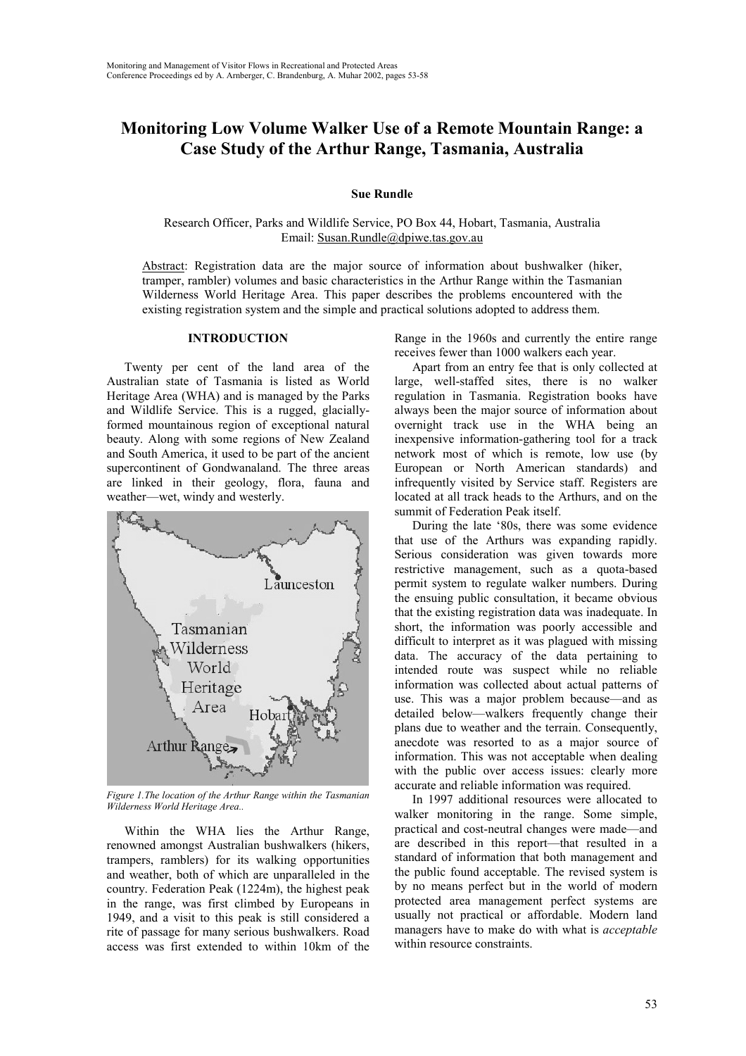# Monitoring Low Volume Walker Use of a Remote Mountain Range: a Case Study of the Arthur Range, Tasmania, Australia

**Sue Rundle**

Research Officer, Parks and Wildlife Service, PO Box 44, Hobart, Tasmania, Australia
Email: Susan.Rundle@dpiwe.tas.gov.au

Abstract: Registration data are the major source of information about bushwalker (hiker, tramper, rambler) volumes and basic characteristics in the Arthur Range within the Tasmanian Wilderness World Heritage Area. This paper describes the problems encountered with the existing registration system and the simple and practical solutions adopted to address them.

## INTRODUCTION

Twenty per cent of the land area of the Australian state of Tasmania is listed as World Heritage Area (WHA) and is managed by the Parks and Wildlife Service. This is a rugged, glacially-formed mountainous region of exceptional natural beauty. Along with some regions of New Zealand and South America, it used to be part of the ancient supercontinent of Gondwanaland. The three areas are linked in their geology, flora, fauna and weather—wet, windy and westerly.

*Figure 1.The location of the Arthur Range within the Tasmanian Wilderness World Heritage Area..*

Within the WHA lies the Arthur Range, renowned amongst Australian bushwalkers (hikers, trampers, ramblers) for its walking opportunities and weather, both of which are unparalleled in the country. Federation Peak (1224m), the highest peak in the range, was first climbed by Europeans in 1949, and a visit to this peak is still considered a rite of passage for many serious bushwalkers. Road access was first extended to within 10km of the Range in the 1960s and currently the entire range receives fewer than 1000 walkers each year.

Apart from an entry fee that is only collected at large, well-staffed sites, there is no walker regulation in Tasmania. Registration books have always been the major source of information about overnight track use in the WHA being an inexpensive information-gathering tool for a track network most of which is remote, low use (by European or North American standards) and infrequently visited by Service staff. Registers are located at all track heads to the Arthurs, and on the summit of Federation Peak itself.

During the late '80s, there was some evidence that use of the Arthurs was expanding rapidly. Serious consideration was given towards more restrictive management, such as a quota-based permit system to regulate walker numbers. During the ensuing public consultation, it became obvious that the existing registration data was inadequate. In short, the information was poorly accessible and difficult to interpret as it was plagued with missing data. The accuracy of the data pertaining to intended route was suspect while no reliable information was collected about actual patterns of use. This was a major problem because—and as detailed below—walkers frequently change their plans due to weather and the terrain. Consequently, anecdote was resorted to as a major source of information. This was not acceptable when dealing with the public over access issues: clearly more accurate and reliable information was required.

In 1997 additional resources were allocated to walker monitoring in the range. Some simple, practical and cost-neutral changes were made—and are described in this report—that resulted in a standard of information that both management and the public found acceptable. The revised system is by no means perfect but in the world of modern protected area management perfect systems are usually not practical or affordable. Modern land managers have to make do with what is *acceptable* within resource constraints.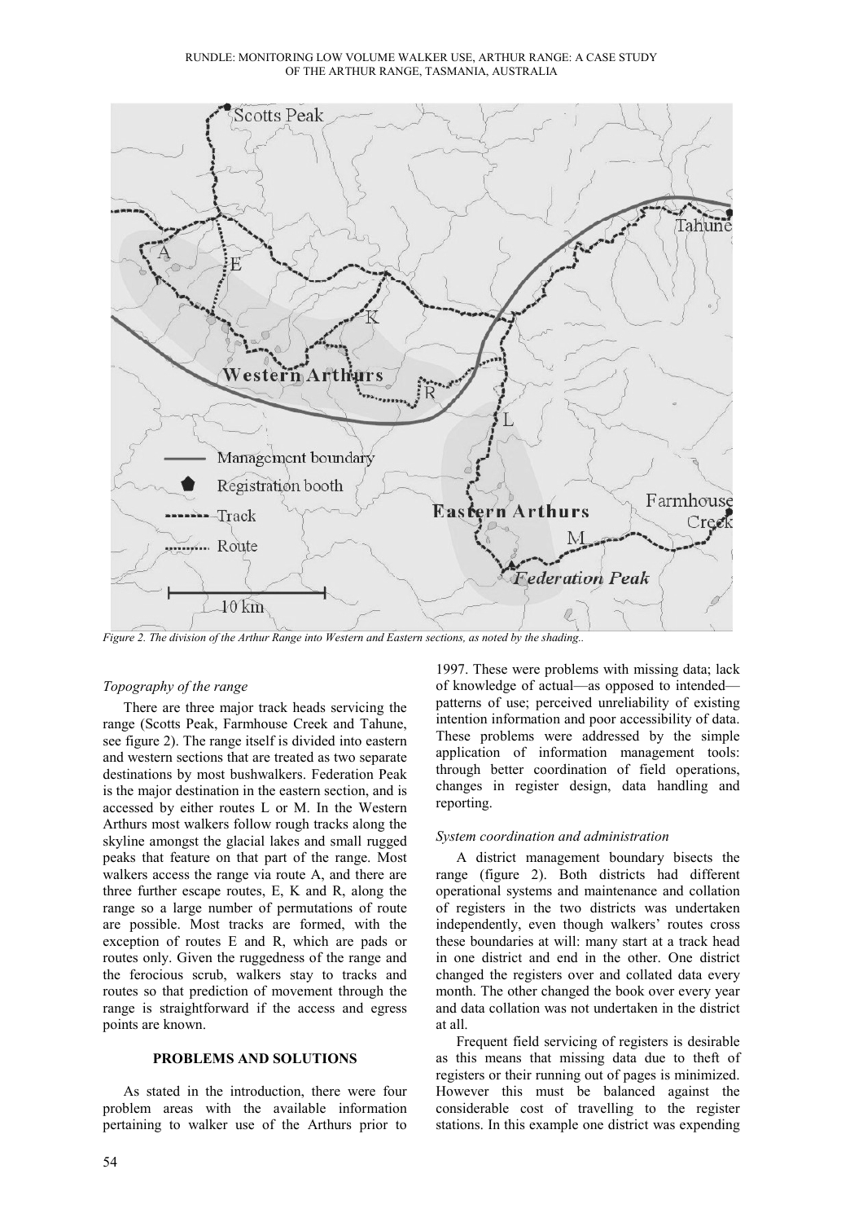*Figure 2. The division of the Arthur Range into Western and Eastern sections, as noted by the shading..*

### *Topography of the range*

There are three major track heads servicing the range (Scotts Peak, Farmhouse Creek and Tahune, see figure 2). The range itself is divided into eastern and western sections that are treated as two separate destinations by most bushwalkers. Federation Peak is the major destination in the eastern section, and is accessed by either routes L or M. In the Western Arthurs most walkers follow rough tracks along the skyline amongst the glacial lakes and small rugged peaks that feature on that part of the range. Most walkers access the range via route A, and there are three further escape routes, E, K and R, along the range so a large number of permutations of route are possible. Most tracks are formed, with the exception of routes E and R, which are pads or routes only. Given the ruggedness of the range and the ferocious scrub, walkers stay to tracks and routes so that prediction of movement through the range is straightforward if the access and egress points are known.

## PROBLEMS AND SOLUTIONS

As stated in the introduction, there were four problem areas with the available information pertaining to walker use of the Arthurs prior to 1997. These were problems with missing data; lack of knowledge of actual—as opposed to intended—patterns of use; perceived unreliability of existing intention information and poor accessibility of data. These problems were addressed by the simple application of information management tools: through better coordination of field operations, changes in register design, data handling and reporting.

### *System coordination and administration*

A district management boundary bisects the range (figure 2). Both districts had different operational systems and maintenance and collation of registers in the two districts was undertaken independently, even though walkers' routes cross these boundaries at will: many start at a track head in one district and end in the other. One district changed the registers over and collated data every month. The other changed the book over every year and data collation was not undertaken in the district at all.

Frequent field servicing of registers is desirable as this means that missing data due to theft of registers or their running out of pages is minimized. However this must be balanced against the considerable cost of travelling to the register stations. In this example one district was expending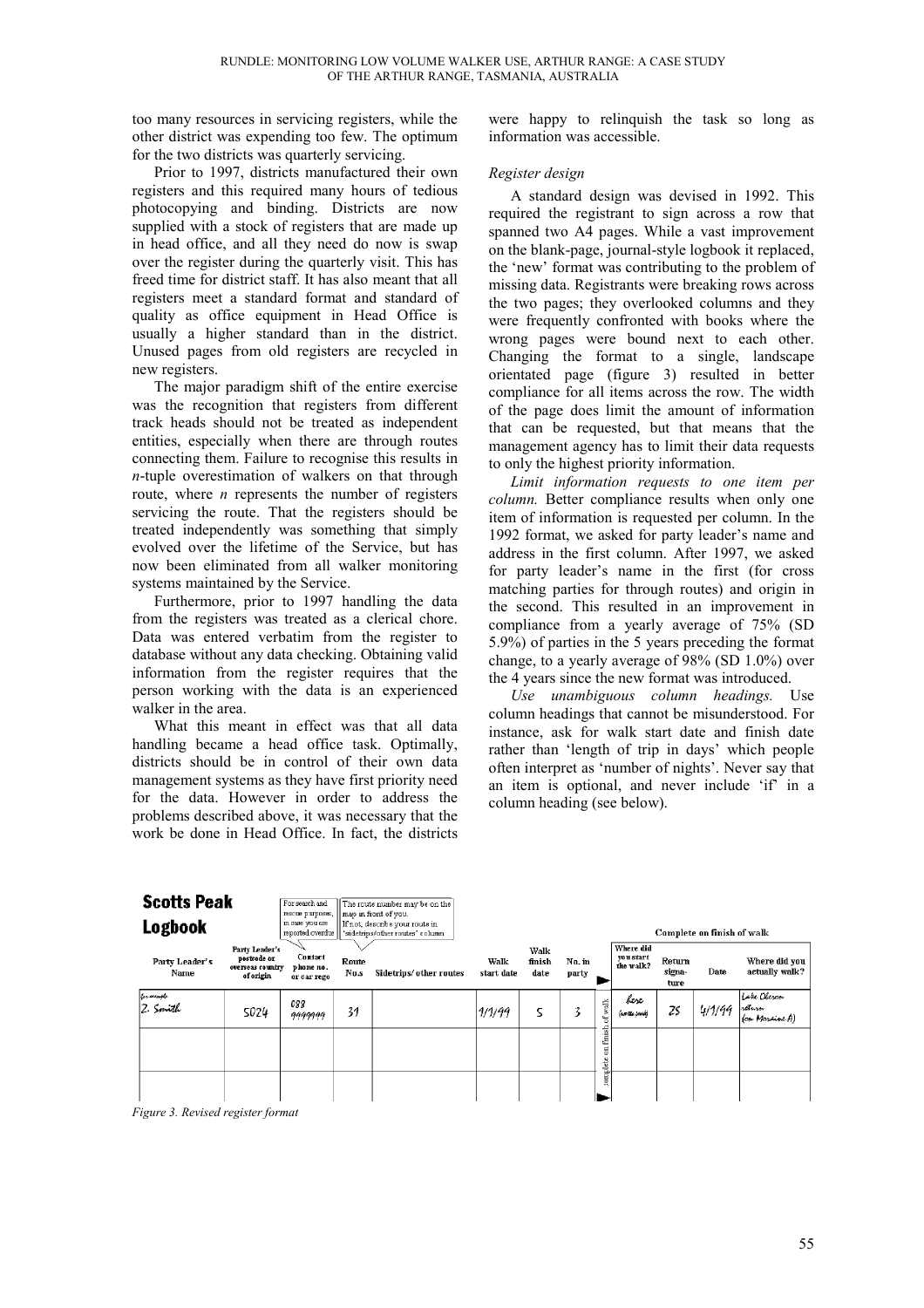too many resources in servicing registers, while the other district was expending too few. The optimum for the two districts was quarterly servicing.

Prior to 1997, districts manufactured their own registers and this required many hours of tedious photocopying and binding. Districts are now supplied with a stock of registers that are made up in head office, and all they need do now is swap over the register during the quarterly visit. This has freed time for district staff. It has also meant that all registers meet a standard format and standard of quality as office equipment in Head Office is usually a higher standard than in the district. Unused pages from old registers are recycled in new registers.

The major paradigm shift of the entire exercise was the recognition that registers from different track heads should not be treated as independent entities, especially when there are through routes connecting them. Failure to recognise this results in *n*-tuple overestimation of walkers on that through route, where *n* represents the number of registers servicing the route. That the registers should be treated independently was something that simply evolved over the lifetime of the Service, but has now been eliminated from all walker monitoring systems maintained by the Service.

Furthermore, prior to 1997 handling the data from the registers was treated as a clerical chore. Data was entered verbatim from the register to database without any data checking. Obtaining valid information from the register requires that the person working with the data is an experienced walker in the area.

What this meant in effect was that all data handling became a head office task. Optimally, districts should be in control of their own data management systems as they have first priority need for the data. However in order to address the problems described above, it was necessary that the work be done in Head Office. In fact, the districts were happy to relinquish the task so long as information was accessible.

*Register design*

A standard design was devised in 1992. This required the registrant to sign across a row that spanned two A4 pages. While a vast improvement on the blank-page, journal-style logbook it replaced, the 'new' format was contributing to the problem of missing data. Registrants were breaking rows across the two pages; they overlooked columns and they were frequently confronted with books where the wrong pages were bound next to each other. Changing the format to a single, landscape orientated page (figure 3) resulted in better compliance for all items across the row. The width of the page does limit the amount of information that can be requested, but that means that the management agency has to limit their data requests to only the highest priority information.

*Limit information requests to one item per column.* Better compliance results when only one item of information is requested per column. In the 1992 format, we asked for party leader's name and address in the first column. After 1997, we asked for party leader's name in the first (for cross matching parties for through routes) and origin in the second. This resulted in an improvement in compliance from a yearly average of 75% (SD 5.9%) of parties in the 5 years preceding the format change, to a yearly average of 98% (SD 1.0%) over the 4 years since the new format was introduced.

*Use unambiguous column headings.* Use column headings that cannot be misunderstood. For instance, ask for walk start date and finish date rather than 'length of trip in days' which people often interpret as 'number of nights'. Never say that an item is optional, and never include 'if' in a column heading (see below).

**Scotts Peak Logbook**

For search and rescue purposes, in case you are reported overdue | The route number may be on the map in front of you. If not, describe your route in 'sidetrips/other routes' column

Complete on finish of walk

| Party Leader's Name | Party Leader's postcode or overseas country of origin | Contact phone no. or car rego | Route No.s | Sidetrips/ other routes | Walk start date | Walk finish date | No. in party | | Where did you start the walk? | Return signature | Date | Where did you actually walk? |
|---|---|---|---|---|---|---|---|---|---|---|---|---|
| for example Z. Smith | 5024 | 088 9999999 | 31 | | 1/1/99 | 5 | 3 | complete on finish of walk | here (scotts peak) | ZS | 4/1/99 | Lake Oberon return (on Moraine A) |
| | | | | | | | | | | | | |
| | | | | | | | | | | | | |

*Figure 3. Revised register format*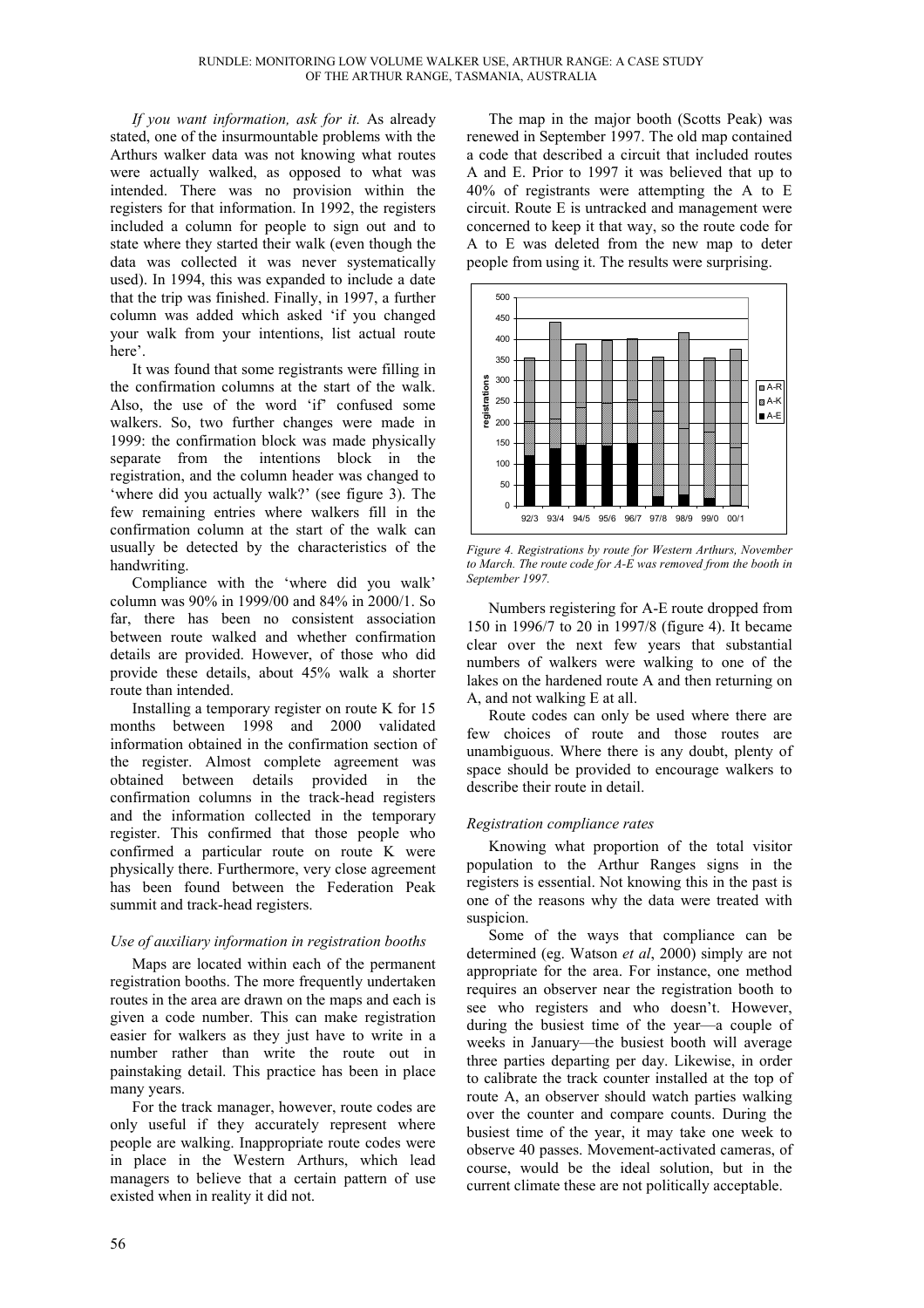*If you want information, ask for it.* As already stated, one of the insurmountable problems with the Arthurs walker data was not knowing what routes were actually walked, as opposed to what was intended. There was no provision within the registers for that information. In 1992, the registers included a column for people to sign out and to state where they started their walk (even though the data was collected it was never systematically used). In 1994, this was expanded to include a date that the trip was finished. Finally, in 1997, a further column was added which asked 'if you changed your walk from your intentions, list actual route here'.

It was found that some registrants were filling in the confirmation columns at the start of the walk. Also, the use of the word 'if' confused some walkers. So, two further changes were made in 1999: the confirmation block was made physically separate from the intentions block in the registration, and the column header was changed to 'where did you actually walk?' (see figure 3). The few remaining entries where walkers fill in the confirmation column at the start of the walk can usually be detected by the characteristics of the handwriting.

Compliance with the 'where did you walk' column was 90% in 1999/00 and 84% in 2000/1. So far, there has been no consistent association between route walked and whether confirmation details are provided. However, of those who did provide these details, about 45% walk a shorter route than intended.

Installing a temporary register on route K for 15 months between 1998 and 2000 validated information obtained in the confirmation section of the register. Almost complete agreement was obtained between details provided in the confirmation columns in the track-head registers and the information collected in the temporary register. This confirmed that those people who confirmed a particular route on route K were physically there. Furthermore, very close agreement has been found between the Federation Peak summit and track-head registers.

### *Use of auxiliary information in registration booths*

Maps are located within each of the permanent registration booths. The more frequently undertaken routes in the area are drawn on the maps and each is given a code number. This can make registration easier for walkers as they just have to write in a number rather than write the route out in painstaking detail. This practice has been in place many years.

For the track manager, however, route codes are only useful if they accurately represent where people are walking. Inappropriate route codes were in place in the Western Arthurs, which lead managers to believe that a certain pattern of use existed when in reality it did not.

The map in the major booth (Scotts Peak) was renewed in September 1997. The old map contained a code that described a circuit that included routes A and E. Prior to 1997 it was believed that up to 40% of registrants were attempting the A to E circuit. Route E is untracked and management were concerned to keep it that way, so the route code for A to E was deleted from the new map to deter people from using it. The results were surprising.

*Figure 4. Registrations by route for Western Arthurs, November to March. The route code for A-E was removed from the booth in September 1997.*

Numbers registering for A-E route dropped from 150 in 1996/7 to 20 in 1997/8 (figure 4). It became clear over the next few years that substantial numbers of walkers were walking to one of the lakes on the hardened route A and then returning on A, and not walking E at all.

Route codes can only be used where there are few choices of route and those routes are unambiguous. Where there is any doubt, plenty of space should be provided to encourage walkers to describe their route in detail.

### *Registration compliance rates*

Knowing what proportion of the total visitor population to the Arthur Ranges signs in the registers is essential. Not knowing this in the past is one of the reasons why the data were treated with suspicion.

Some of the ways that compliance can be determined (eg. Watson *et al*, 2000) simply are not appropriate for the area. For instance, one method requires an observer near the registration booth to see who registers and who doesn't. However, during the busiest time of the year—a couple of weeks in January—the busiest booth will average three parties departing per day. Likewise, in order to calibrate the track counter installed at the top of route A, an observer should watch parties walking over the counter and compare counts. During the busiest time of the year, it may take one week to observe 40 passes. Movement-activated cameras, of course, would be the ideal solution, but in the current climate these are not politically acceptable.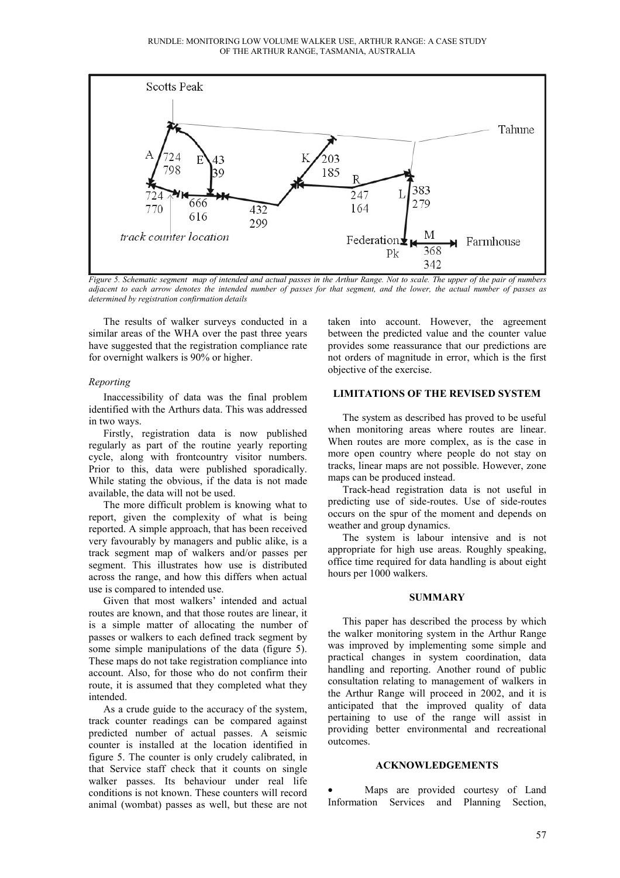*Figure 5. Schematic segment map of intended and actual passes in the Arthur Range. Not to scale. The upper of the pair of numbers adjacent to each arrow denotes the intended number of passes for that segment, and the lower, the actual number of passes as determined by registration confirmation details*

The results of walker surveys conducted in a similar areas of the WHA over the past three years have suggested that the registration compliance rate for overnight walkers is 90% or higher.

### *Reporting*

Inaccessibility of data was the final problem identified with the Arthurs data. This was addressed in two ways.

Firstly, registration data is now published regularly as part of the routine yearly reporting cycle, along with frontcountry visitor numbers. Prior to this, data were published sporadically. While stating the obvious, if the data is not made available, the data will not be used.

The more difficult problem is knowing what to report, given the complexity of what is being reported. A simple approach, that has been received very favourably by managers and public alike, is a track segment map of walkers and/or passes per segment. This illustrates how use is distributed across the range, and how this differs when actual use is compared to intended use.

Given that most walkers' intended and actual routes are known, and that those routes are linear, it is a simple matter of allocating the number of passes or walkers to each defined track segment by some simple manipulations of the data (figure 5). These maps do not take registration compliance into account. Also, for those who do not confirm their route, it is assumed that they completed what they intended.

As a crude guide to the accuracy of the system, track counter readings can be compared against predicted number of actual passes. A seismic counter is installed at the location identified in figure 5. The counter is only crudely calibrated, in that Service staff check that it counts on single walker passes. Its behaviour under real life conditions is not known. These counters will record animal (wombat) passes as well, but these are not taken into account. However, the agreement between the predicted value and the counter value provides some reassurance that our predictions are not orders of magnitude in error, which is the first objective of the exercise.

## LIMITATIONS OF THE REVISED SYSTEM

The system as described has proved to be useful when monitoring areas where routes are linear. When routes are more complex, as is the case in more open country where people do not stay on tracks, linear maps are not possible. However, zone maps can be produced instead.

Track-head registration data is not useful in predicting use of side-routes. Use of side-routes occurs on the spur of the moment and depends on weather and group dynamics.

The system is labour intensive and is not appropriate for high use areas. Roughly speaking, office time required for data handling is about eight hours per 1000 walkers.

## SUMMARY

This paper has described the process by which the walker monitoring system in the Arthur Range was improved by implementing some simple and practical changes in system coordination, data handling and reporting. Another round of public consultation relating to management of walkers in the Arthur Range will proceed in 2002, and it is anticipated that the improved quality of data pertaining to use of the range will assist in providing better environmental and recreational outcomes.

## ACKNOWLEDGEMENTS

- Maps are provided courtesy of Land Information Services and Planning Section,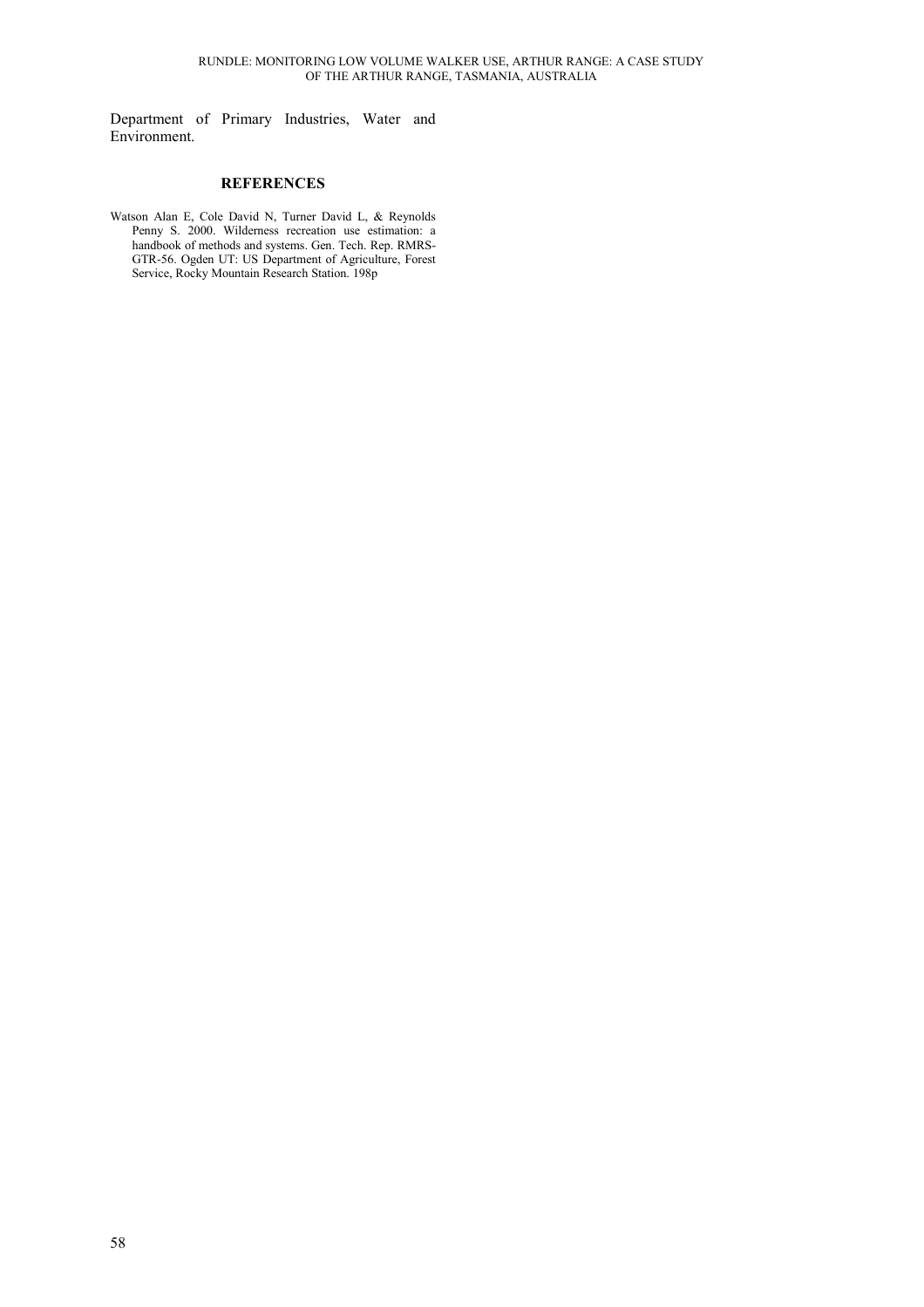Department of Primary Industries, Water and Environment.

## REFERENCES

Watson Alan E, Cole David N, Turner David L, & Reynolds Penny S. 2000. Wilderness recreation use estimation: a handbook of methods and systems. Gen. Tech. Rep. RMRS-GTR-56. Ogden UT: US Department of Agriculture, Forest Service, Rocky Mountain Research Station. 198p